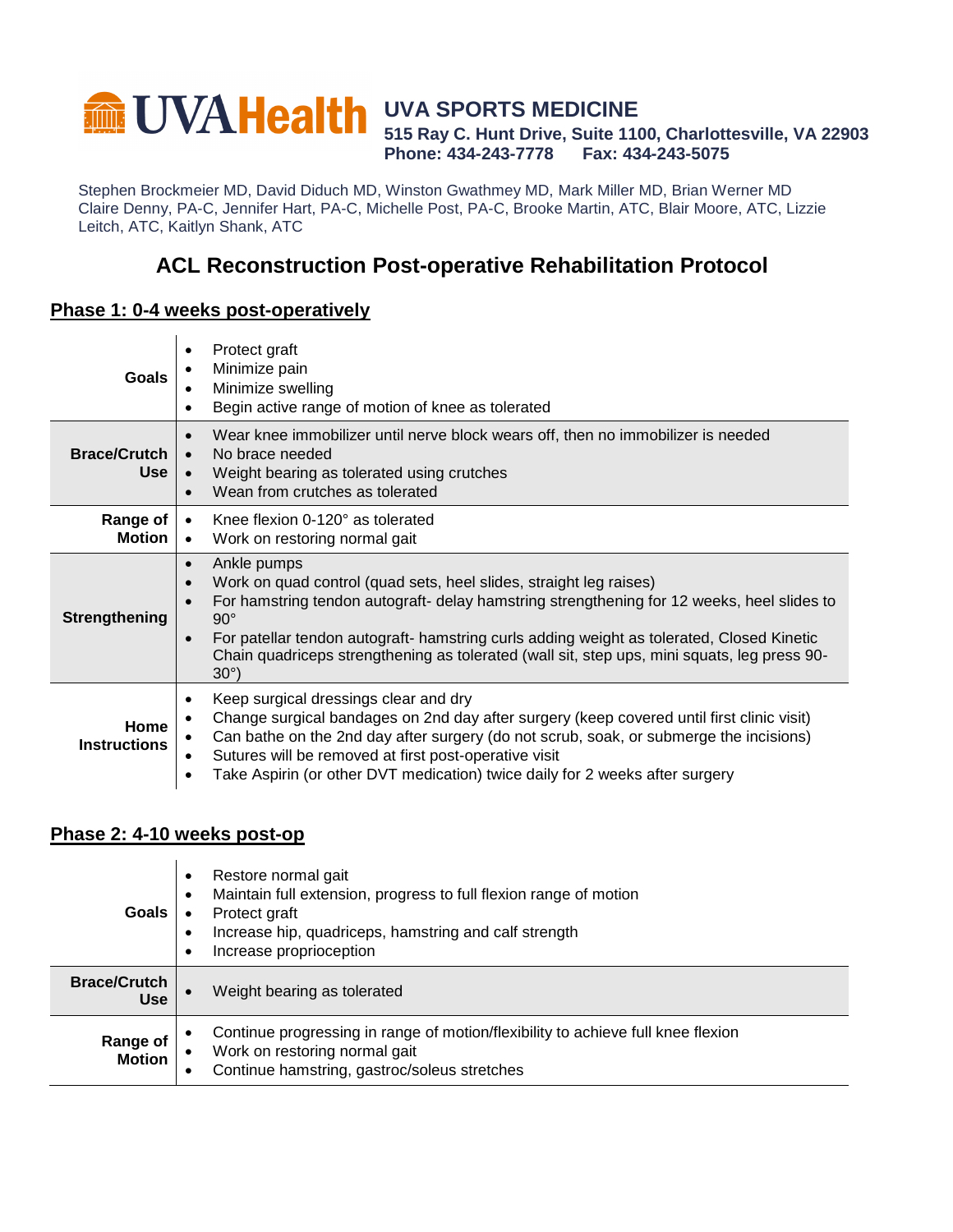**UVA Health**

**UVA SPORTS MEDICINE**
**515 Ray C. Hunt Drive, Suite 1100, Charlottesville, VA 22903**
**Phone: 434-243-7778 Fax: 434-243-5075**

Stephen Brockmeier MD, David Diduch MD, Winston Gwathmey MD, Mark Miller MD, Brian Werner MD
Claire Denny, PA-C, Jennifer Hart, PA-C, Michelle Post, PA-C, Brooke Martin, ATC, Blair Moore, ATC, Lizzie Leitch, ATC, Kaitlyn Shank, ATC

# ACL Reconstruction Post-operative Rehabilitation Protocol

## Phase 1: 0-4 weeks post-operatively

| | |
|---|---|
| **Goals** | • Protect graft<br>• Minimize pain<br>• Minimize swelling<br>• Begin active range of motion of knee as tolerated |
| **Brace/Crutch Use** | • Wear knee immobilizer until nerve block wears off, then no immobilizer is needed<br>• No brace needed<br>• Weight bearing as tolerated using crutches<br>• Wean from crutches as tolerated |
| **Range of Motion** | • Knee flexion 0-120° as tolerated<br>• Work on restoring normal gait |
| **Strengthening** | • Ankle pumps<br>• Work on quad control (quad sets, heel slides, straight leg raises)<br>• For hamstring tendon autograft- delay hamstring strengthening for 12 weeks, heel slides to 90°<br>• For patellar tendon autograft- hamstring curls adding weight as tolerated, Closed Kinetic Chain quadriceps strengthening as tolerated (wall sit, step ups, mini squats, leg press 90-30°) |
| **Home Instructions** | • Keep surgical dressings clear and dry<br>• Change surgical bandages on 2nd day after surgery (keep covered until first clinic visit)<br>• Can bathe on the 2nd day after surgery (do not scrub, soak, or submerge the incisions)<br>• Sutures will be removed at first post-operative visit<br>• Take Aspirin (or other DVT medication) twice daily for 2 weeks after surgery |

## Phase 2: 4-10 weeks post-op

| | |
|---|---|
| **Goals** | • Restore normal gait<br>• Maintain full extension, progress to full flexion range of motion<br>• Protect graft<br>• Increase hip, quadriceps, hamstring and calf strength<br>• Increase proprioception |
| **Brace/Crutch Use** | • Weight bearing as tolerated |
| **Range of Motion** | • Continue progressing in range of motion/flexibility to achieve full knee flexion<br>• Work on restoring normal gait<br>• Continue hamstring, gastroc/soleus stretches |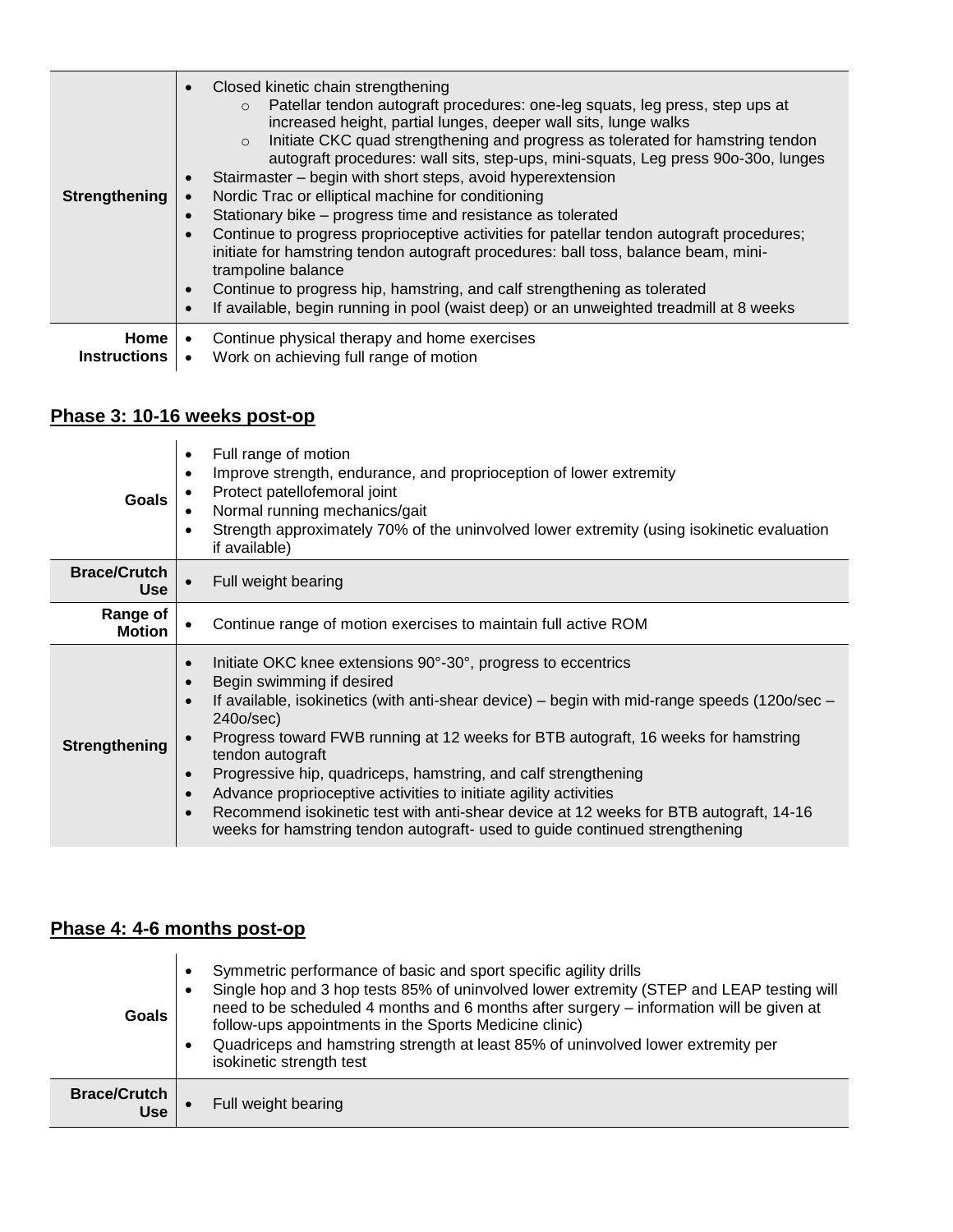| | |
|---|---|
| **Strengthening** | • Closed kinetic chain strengthening<br>  ○ Patellar tendon autograft procedures: one-leg squats, leg press, step ups at increased height, partial lunges, deeper wall sits, lunge walks<br>  ○ Initiate CKC quad strengthening and progress as tolerated for hamstring tendon autograft procedures: wall sits, step-ups, mini-squats, Leg press 90o-30o, lunges<br>• Stairmaster – begin with short steps, avoid hyperextension<br>• Nordic Trac or elliptical machine for conditioning<br>• Stationary bike – progress time and resistance as tolerated<br>• Continue to progress proprioceptive activities for patellar tendon autograft procedures; initiate for hamstring tendon autograft procedures: ball toss, balance beam, mini-trampoline balance<br>• Continue to progress hip, hamstring, and calf strengthening as tolerated<br>• If available, begin running in pool (waist deep) or an unweighted treadmill at 8 weeks |
| **Home Instructions** | • Continue physical therapy and home exercises<br>• Work on achieving full range of motion |

## Phase 3: 10-16 weeks post-op

| | |
|---|---|
| **Goals** | • Full range of motion<br>• Improve strength, endurance, and proprioception of lower extremity<br>• Protect patellofemoral joint<br>• Normal running mechanics/gait<br>• Strength approximately 70% of the uninvolved lower extremity (using isokinetic evaluation if available) |
| **Brace/Crutch Use** | • Full weight bearing |
| **Range of Motion** | • Continue range of motion exercises to maintain full active ROM |
| **Strengthening** | • Initiate OKC knee extensions 90°-30°, progress to eccentrics<br>• Begin swimming if desired<br>• If available, isokinetics (with anti-shear device) – begin with mid-range speeds (120o/sec – 240o/sec)<br>• Progress toward FWB running at 12 weeks for BTB autograft, 16 weeks for hamstring tendon autograft<br>• Progressive hip, quadriceps, hamstring, and calf strengthening<br>• Advance proprioceptive activities to initiate agility activities<br>• Recommend isokinetic test with anti-shear device at 12 weeks for BTB autograft, 14-16 weeks for hamstring tendon autograft- used to guide continued strengthening |

## Phase 4: 4-6 months post-op

| | |
|---|---|
| **Goals** | • Symmetric performance of basic and sport specific agility drills<br>• Single hop and 3 hop tests 85% of uninvolved lower extremity (STEP and LEAP testing will need to be scheduled 4 months and 6 months after surgery – information will be given at follow-ups appointments in the Sports Medicine clinic)<br>• Quadriceps and hamstring strength at least 85% of uninvolved lower extremity per isokinetic strength test |
| **Brace/Crutch Use** | • Full weight bearing |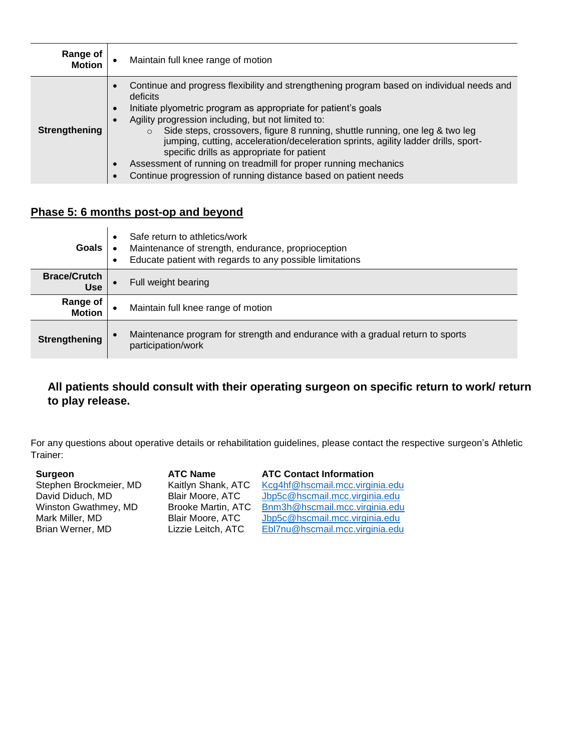| | |
|---|---|
| **Range of Motion** | • Maintain full knee range of motion |
| **Strengthening** | • Continue and progress flexibility and strengthening program based on individual needs and deficits<br>• Initiate plyometric program as appropriate for patient's goals<br>• Agility progression including, but not limited to:<br>  ○ Side steps, crossovers, figure 8 running, shuttle running, one leg & two leg jumping, cutting, acceleration/deceleration sprints, agility ladder drills, sport-specific drills as appropriate for patient<br>• Assessment of running on treadmill for proper running mechanics<br>• Continue progression of running distance based on patient needs |

## Phase 5: 6 months post-op and beyond

| | |
|---|---|
| **Goals** | • Safe return to athletics/work<br>• Maintenance of strength, endurance, proprioception<br>• Educate patient with regards to any possible limitations |
| **Brace/Crutch Use** | • Full weight bearing |
| **Range of Motion** | • Maintain full knee range of motion |
| **Strengthening** | • Maintenance program for strength and endurance with a gradual return to sports participation/work |

**All patients should consult with their operating surgeon on specific return to work/ return to play release.**

For any questions about operative details or rehabilitation guidelines, please contact the respective surgeon's Athletic Trainer:

| Surgeon | ATC Name | ATC Contact Information |
|---|---|---|
| Stephen Brockmeier, MD | Kaitlyn Shank, ATC | Kcg4hf@hscmail.mcc.virginia.edu |
| David Diduch, MD | Blair Moore, ATC | Jbp5c@hscmail.mcc.virginia.edu |
| Winston Gwathmey, MD | Brooke Martin, ATC | Bnm3h@hscmail.mcc.virginia.edu |
| Mark Miller, MD | Blair Moore, ATC | Jbp5c@hscmail.mcc.virginia.edu |
| Brian Werner, MD | Lizzie Leitch, ATC | Ebl7nu@hscmail.mcc.virginia.edu |